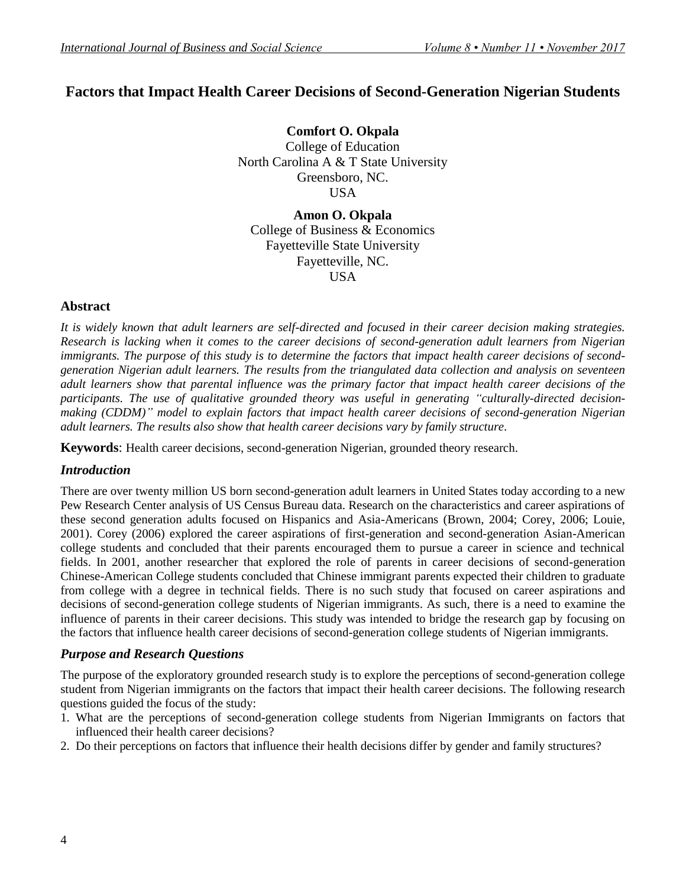# Factors that Impact Health Career Decisions of Second-Generation Nigerian Students

**Comfort O. Okpala**
College of Education
North Carolina A & T State University
Greensboro, NC.
USA

**Amon O. Okpala**
College of Business & Economics
Fayetteville State University
Fayetteville, NC.
USA

## Abstract

*It is widely known that adult learners are self-directed and focused in their career decision making strategies. Research is lacking when it comes to the career decisions of second-generation adult learners from Nigerian immigrants. The purpose of this study is to determine the factors that impact health career decisions of second-generation Nigerian adult learners. The results from the triangulated data collection and analysis on seventeen adult learners show that parental influence was the primary factor that impact health career decisions of the participants. The use of qualitative grounded theory was useful in generating "culturally-directed decision-making (CDDM)" model to explain factors that impact health career decisions of second-generation Nigerian adult learners. The results also show that health career decisions vary by family structure.*

**Keywords**: Health career decisions, second-generation Nigerian, grounded theory research.

## *Introduction*

There are over twenty million US born second-generation adult learners in United States today according to a new Pew Research Center analysis of US Census Bureau data. Research on the characteristics and career aspirations of these second generation adults focused on Hispanics and Asia-Americans (Brown, 2004; Corey, 2006; Louie, 2001). Corey (2006) explored the career aspirations of first-generation and second-generation Asian-American college students and concluded that their parents encouraged them to pursue a career in science and technical fields. In 2001, another researcher that explored the role of parents in career decisions of second-generation Chinese-American College students concluded that Chinese immigrant parents expected their children to graduate from college with a degree in technical fields. There is no such study that focused on career aspirations and decisions of second-generation college students of Nigerian immigrants. As such, there is a need to examine the influence of parents in their career decisions. This study was intended to bridge the research gap by focusing on the factors that influence health career decisions of second-generation college students of Nigerian immigrants.

## *Purpose and Research Questions*

The purpose of the exploratory grounded research study is to explore the perceptions of second-generation college student from Nigerian immigrants on the factors that impact their health career decisions. The following research questions guided the focus of the study:

1. What are the perceptions of second-generation college students from Nigerian Immigrants on factors that influenced their health career decisions?
2. Do their perceptions on factors that influence their health decisions differ by gender and family structures?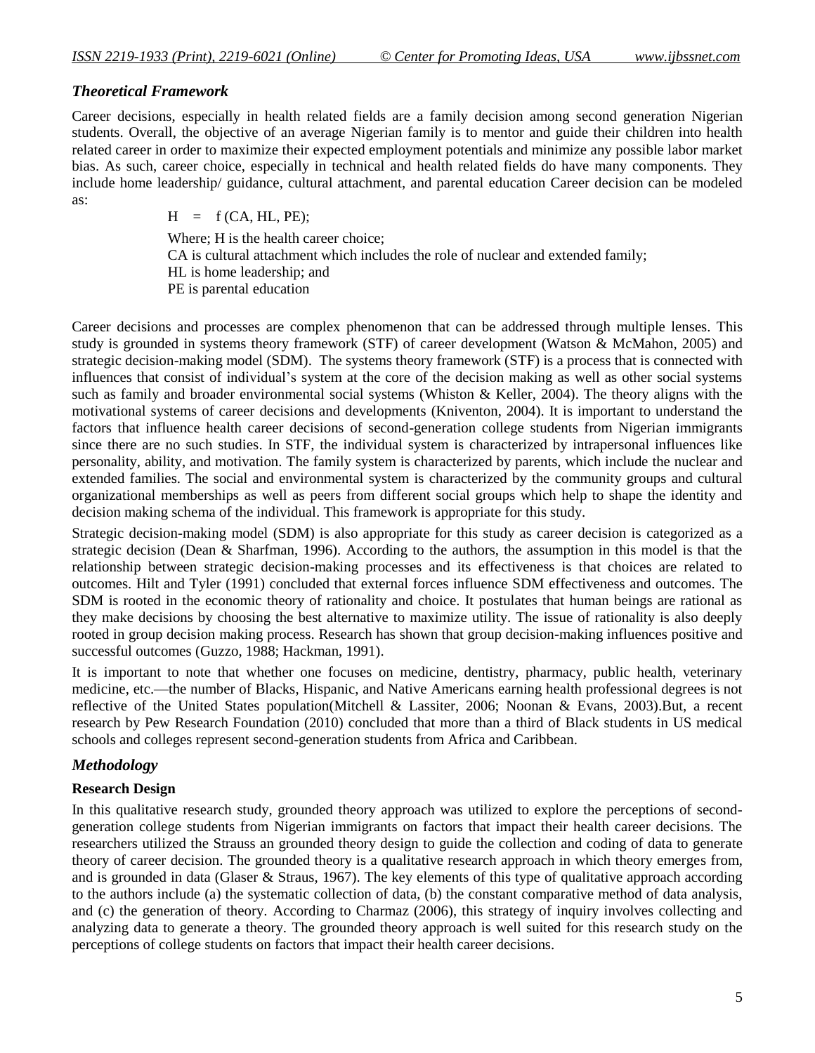## *Theoretical Framework*

Career decisions, especially in health related fields are a family decision among second generation Nigerian students. Overall, the objective of an average Nigerian family is to mentor and guide their children into health related career in order to maximize their expected employment potentials and minimize any possible labor market bias. As such, career choice, especially in technical and health related fields do have many components. They include home leadership/ guidance, cultural attachment, and parental education Career decision can be modeled as:

$$H = f(CA, HL, PE);$$

Where; H is the health career choice;
CA is cultural attachment which includes the role of nuclear and extended family;
HL is home leadership; and
PE is parental education

Career decisions and processes are complex phenomenon that can be addressed through multiple lenses. This study is grounded in systems theory framework (STF) of career development (Watson & McMahon, 2005) and strategic decision-making model (SDM). The systems theory framework (STF) is a process that is connected with influences that consist of individual's system at the core of the decision making as well as other social systems such as family and broader environmental social systems (Whiston & Keller, 2004). The theory aligns with the motivational systems of career decisions and developments (Kniventon, 2004). It is important to understand the factors that influence health career decisions of second-generation college students from Nigerian immigrants since there are no such studies. In STF, the individual system is characterized by intrapersonal influences like personality, ability, and motivation. The family system is characterized by parents, which include the nuclear and extended families. The social and environmental system is characterized by the community groups and cultural organizational memberships as well as peers from different social groups which help to shape the identity and decision making schema of the individual. This framework is appropriate for this study.

Strategic decision-making model (SDM) is also appropriate for this study as career decision is categorized as a strategic decision (Dean & Sharfman, 1996). According to the authors, the assumption in this model is that the relationship between strategic decision-making processes and its effectiveness is that choices are related to outcomes. Hilt and Tyler (1991) concluded that external forces influence SDM effectiveness and outcomes. The SDM is rooted in the economic theory of rationality and choice. It postulates that human beings are rational as they make decisions by choosing the best alternative to maximize utility. The issue of rationality is also deeply rooted in group decision making process. Research has shown that group decision-making influences positive and successful outcomes (Guzzo, 1988; Hackman, 1991).

It is important to note that whether one focuses on medicine, dentistry, pharmacy, public health, veterinary medicine, etc.—the number of Blacks, Hispanic, and Native Americans earning health professional degrees is not reflective of the United States population(Mitchell & Lassiter, 2006; Noonan & Evans, 2003).But, a recent research by Pew Research Foundation (2010) concluded that more than a third of Black students in US medical schools and colleges represent second-generation students from Africa and Caribbean.

## *Methodology*

### Research Design

In this qualitative research study, grounded theory approach was utilized to explore the perceptions of second-generation college students from Nigerian immigrants on factors that impact their health career decisions. The researchers utilized the Strauss an grounded theory design to guide the collection and coding of data to generate theory of career decision. The grounded theory is a qualitative research approach in which theory emerges from, and is grounded in data (Glaser & Straus, 1967). The key elements of this type of qualitative approach according to the authors include (a) the systematic collection of data, (b) the constant comparative method of data analysis, and (c) the generation of theory. According to Charmaz (2006), this strategy of inquiry involves collecting and analyzing data to generate a theory. The grounded theory approach is well suited for this research study on the perceptions of college students on factors that impact their health career decisions.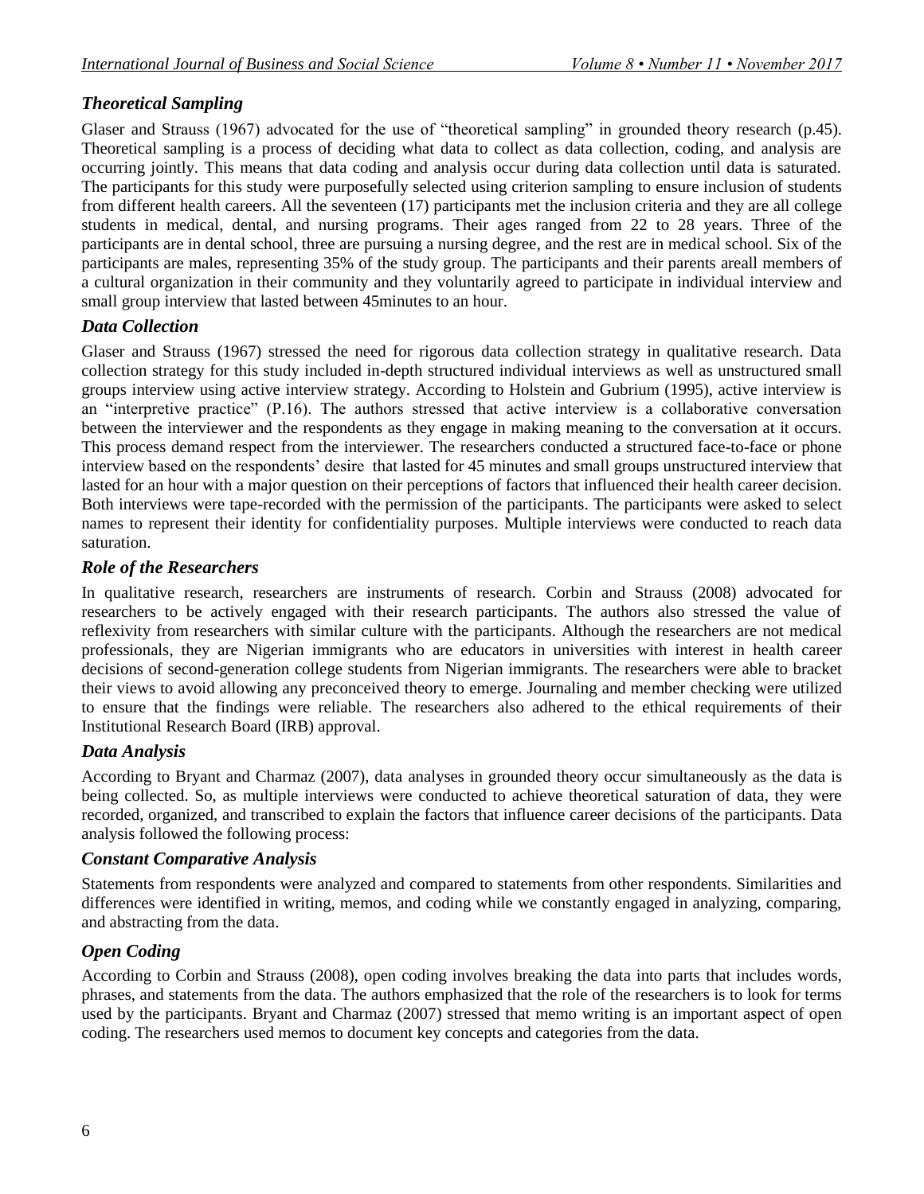### *Theoretical Sampling*

Glaser and Strauss (1967) advocated for the use of "theoretical sampling" in grounded theory research (p.45). Theoretical sampling is a process of deciding what data to collect as data collection, coding, and analysis are occurring jointly. This means that data coding and analysis occur during data collection until data is saturated. The participants for this study were purposefully selected using criterion sampling to ensure inclusion of students from different health careers. All the seventeen (17) participants met the inclusion criteria and they are all college students in medical, dental, and nursing programs. Their ages ranged from 22 to 28 years. Three of the participants are in dental school, three are pursuing a nursing degree, and the rest are in medical school. Six of the participants are males, representing 35% of the study group. The participants and their parents areall members of a cultural organization in their community and they voluntarily agreed to participate in individual interview and small group interview that lasted between 45minutes to an hour.

### *Data Collection*

Glaser and Strauss (1967) stressed the need for rigorous data collection strategy in qualitative research. Data collection strategy for this study included in-depth structured individual interviews as well as unstructured small groups interview using active interview strategy. According to Holstein and Gubrium (1995), active interview is an "interpretive practice" (P.16). The authors stressed that active interview is a collaborative conversation between the interviewer and the respondents as they engage in making meaning to the conversation at it occurs. This process demand respect from the interviewer. The researchers conducted a structured face-to-face or phone interview based on the respondents' desire that lasted for 45 minutes and small groups unstructured interview that lasted for an hour with a major question on their perceptions of factors that influenced their health career decision. Both interviews were tape-recorded with the permission of the participants. The participants were asked to select names to represent their identity for confidentiality purposes. Multiple interviews were conducted to reach data saturation.

### *Role of the Researchers*

In qualitative research, researchers are instruments of research. Corbin and Strauss (2008) advocated for researchers to be actively engaged with their research participants. The authors also stressed the value of reflexivity from researchers with similar culture with the participants. Although the researchers are not medical professionals, they are Nigerian immigrants who are educators in universities with interest in health career decisions of second-generation college students from Nigerian immigrants. The researchers were able to bracket their views to avoid allowing any preconceived theory to emerge. Journaling and member checking were utilized to ensure that the findings were reliable. The researchers also adhered to the ethical requirements of their Institutional Research Board (IRB) approval.

### *Data Analysis*

According to Bryant and Charmaz (2007), data analyses in grounded theory occur simultaneously as the data is being collected. So, as multiple interviews were conducted to achieve theoretical saturation of data, they were recorded, organized, and transcribed to explain the factors that influence career decisions of the participants. Data analysis followed the following process:

### *Constant Comparative Analysis*

Statements from respondents were analyzed and compared to statements from other respondents. Similarities and differences were identified in writing, memos, and coding while we constantly engaged in analyzing, comparing, and abstracting from the data.

### *Open Coding*

According to Corbin and Strauss (2008), open coding involves breaking the data into parts that includes words, phrases, and statements from the data. The authors emphasized that the role of the researchers is to look for terms used by the participants. Bryant and Charmaz (2007) stressed that memo writing is an important aspect of open coding. The researchers used memos to document key concepts and categories from the data.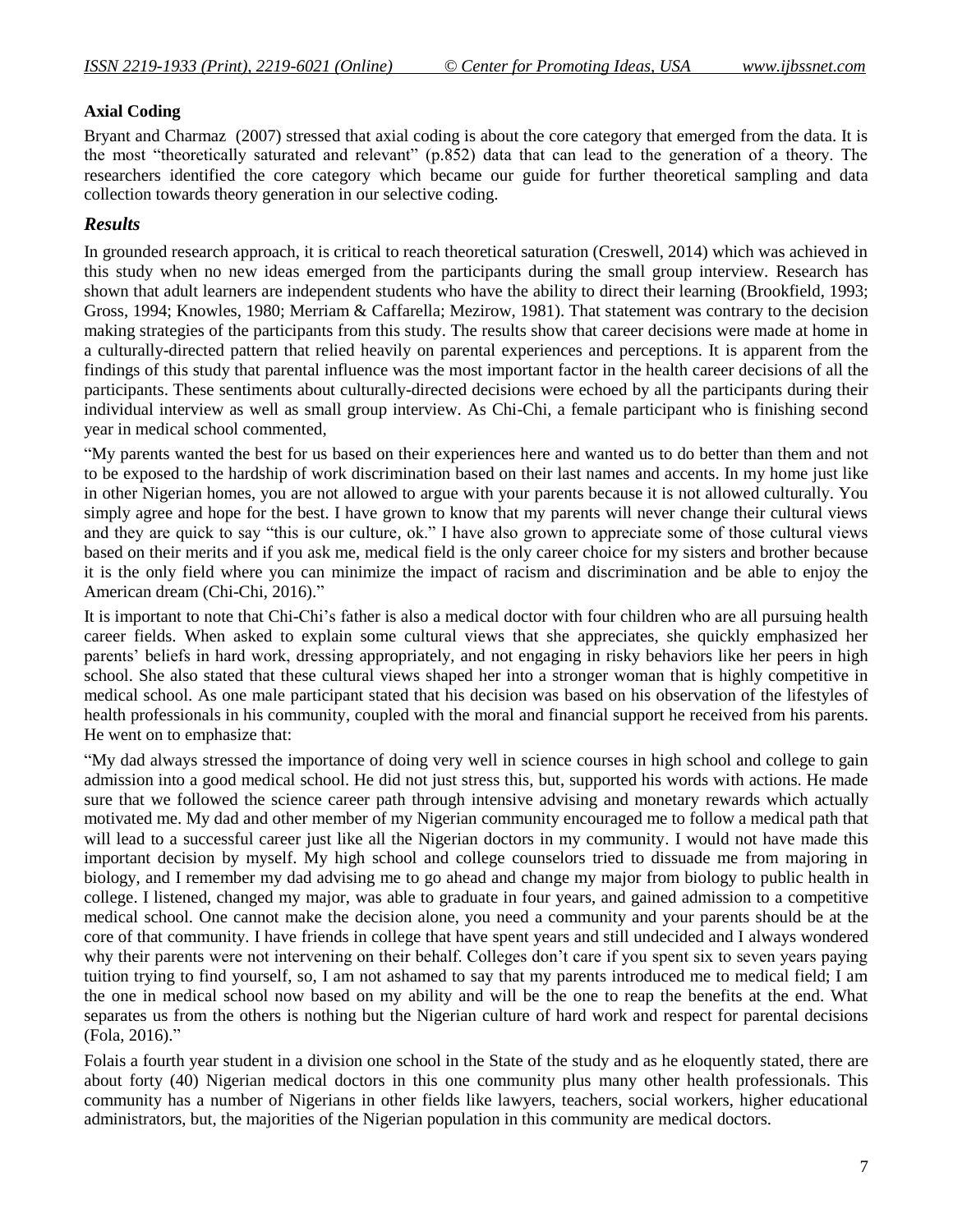### Axial Coding

Bryant and Charmaz (2007) stressed that axial coding is about the core category that emerged from the data. It is the most "theoretically saturated and relevant" (p.852) data that can lead to the generation of a theory. The researchers identified the core category which became our guide for further theoretical sampling and data collection towards theory generation in our selective coding.

## *Results*

In grounded research approach, it is critical to reach theoretical saturation (Creswell, 2014) which was achieved in this study when no new ideas emerged from the participants during the small group interview. Research has shown that adult learners are independent students who have the ability to direct their learning (Brookfield, 1993; Gross, 1994; Knowles, 1980; Merriam & Caffarella; Mezirow, 1981). That statement was contrary to the decision making strategies of the participants from this study. The results show that career decisions were made at home in a culturally-directed pattern that relied heavily on parental experiences and perceptions. It is apparent from the findings of this study that parental influence was the most important factor in the health career decisions of all the participants. These sentiments about culturally-directed decisions were echoed by all the participants during their individual interview as well as small group interview. As Chi-Chi, a female participant who is finishing second year in medical school commented,

"My parents wanted the best for us based on their experiences here and wanted us to do better than them and not to be exposed to the hardship of work discrimination based on their last names and accents. In my home just like in other Nigerian homes, you are not allowed to argue with your parents because it is not allowed culturally. You simply agree and hope for the best. I have grown to know that my parents will never change their cultural views and they are quick to say "this is our culture, ok." I have also grown to appreciate some of those cultural views based on their merits and if you ask me, medical field is the only career choice for my sisters and brother because it is the only field where you can minimize the impact of racism and discrimination and be able to enjoy the American dream (Chi-Chi, 2016)."

It is important to note that Chi-Chi's father is also a medical doctor with four children who are all pursuing health career fields. When asked to explain some cultural views that she appreciates, she quickly emphasized her parents' beliefs in hard work, dressing appropriately, and not engaging in risky behaviors like her peers in high school. She also stated that these cultural views shaped her into a stronger woman that is highly competitive in medical school. As one male participant stated that his decision was based on his observation of the lifestyles of health professionals in his community, coupled with the moral and financial support he received from his parents. He went on to emphasize that:

"My dad always stressed the importance of doing very well in science courses in high school and college to gain admission into a good medical school. He did not just stress this, but, supported his words with actions. He made sure that we followed the science career path through intensive advising and monetary rewards which actually motivated me. My dad and other member of my Nigerian community encouraged me to follow a medical path that will lead to a successful career just like all the Nigerian doctors in my community. I would not have made this important decision by myself. My high school and college counselors tried to dissuade me from majoring in biology, and I remember my dad advising me to go ahead and change my major from biology to public health in college. I listened, changed my major, was able to graduate in four years, and gained admission to a competitive medical school. One cannot make the decision alone, you need a community and your parents should be at the core of that community. I have friends in college that have spent years and still undecided and I always wondered why their parents were not intervening on their behalf. Colleges don't care if you spent six to seven years paying tuition trying to find yourself, so, I am not ashamed to say that my parents introduced me to medical field; I am the one in medical school now based on my ability and will be the one to reap the benefits at the end. What separates us from the others is nothing but the Nigerian culture of hard work and respect for parental decisions (Fola, 2016)."

Folais a fourth year student in a division one school in the State of the study and as he eloquently stated, there are about forty (40) Nigerian medical doctors in this one community plus many other health professionals. This community has a number of Nigerians in other fields like lawyers, teachers, social workers, higher educational administrators, but, the majorities of the Nigerian population in this community are medical doctors.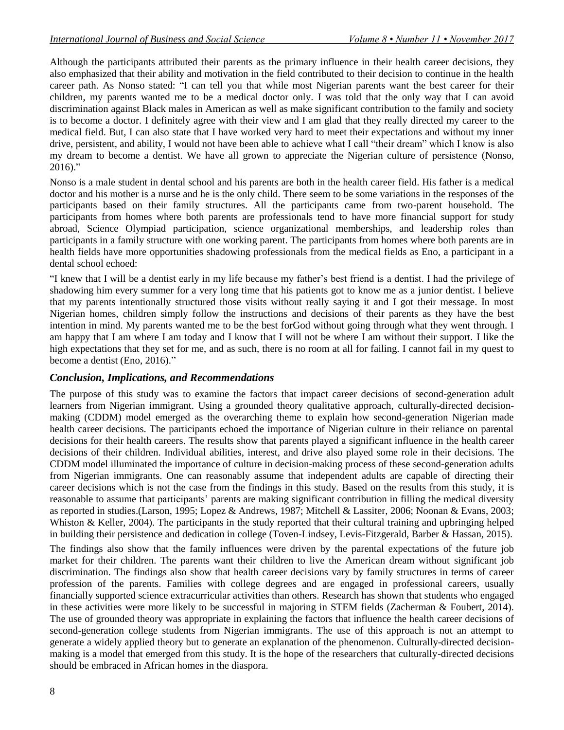Although the participants attributed their parents as the primary influence in their health career decisions, they also emphasized that their ability and motivation in the field contributed to their decision to continue in the health career path. As Nonso stated: "I can tell you that while most Nigerian parents want the best career for their children, my parents wanted me to be a medical doctor only. I was told that the only way that I can avoid discrimination against Black males in American as well as make significant contribution to the family and society is to become a doctor. I definitely agree with their view and I am glad that they really directed my career to the medical field. But, I can also state that I have worked very hard to meet their expectations and without my inner drive, persistent, and ability, I would not have been able to achieve what I call "their dream" which I know is also my dream to become a dentist. We have all grown to appreciate the Nigerian culture of persistence (Nonso, 2016)."

Nonso is a male student in dental school and his parents are both in the health career field. His father is a medical doctor and his mother is a nurse and he is the only child. There seem to be some variations in the responses of the participants based on their family structures. All the participants came from two-parent household. The participants from homes where both parents are professionals tend to have more financial support for study abroad, Science Olympiad participation, science organizational memberships, and leadership roles than participants in a family structure with one working parent. The participants from homes where both parents are in health fields have more opportunities shadowing professionals from the medical fields as Eno, a participant in a dental school echoed:

"I knew that I will be a dentist early in my life because my father's best friend is a dentist. I had the privilege of shadowing him every summer for a very long time that his patients got to know me as a junior dentist. I believe that my parents intentionally structured those visits without really saying it and I got their message. In most Nigerian homes, children simply follow the instructions and decisions of their parents as they have the best intention in mind. My parents wanted me to be the best forGod without going through what they went through. I am happy that I am where I am today and I know that I will not be where I am without their support. I like the high expectations that they set for me, and as such, there is no room at all for failing. I cannot fail in my quest to become a dentist (Eno, 2016)."

## *Conclusion, Implications, and Recommendations*

The purpose of this study was to examine the factors that impact career decisions of second-generation adult learners from Nigerian immigrant. Using a grounded theory qualitative approach, culturally-directed decision-making (CDDM) model emerged as the overarching theme to explain how second-generation Nigerian made health career decisions. The participants echoed the importance of Nigerian culture in their reliance on parental decisions for their health careers. The results show that parents played a significant influence in the health career decisions of their children. Individual abilities, interest, and drive also played some role in their decisions. The CDDM model illuminated the importance of culture in decision-making process of these second-generation adults from Nigerian immigrants. One can reasonably assume that independent adults are capable of directing their career decisions which is not the case from the findings in this study. Based on the results from this study, it is reasonable to assume that participants' parents are making significant contribution in filling the medical diversity as reported in studies.(Larson, 1995; Lopez & Andrews, 1987; Mitchell & Lassiter, 2006; Noonan & Evans, 2003; Whiston & Keller, 2004). The participants in the study reported that their cultural training and upbringing helped in building their persistence and dedication in college (Toven-Lindsey, Levis-Fitzgerald, Barber & Hassan, 2015).

The findings also show that the family influences were driven by the parental expectations of the future job market for their children. The parents want their children to live the American dream without significant job discrimination. The findings also show that health career decisions vary by family structures in terms of career profession of the parents. Families with college degrees and are engaged in professional careers, usually financially supported science extracurricular activities than others. Research has shown that students who engaged in these activities were more likely to be successful in majoring in STEM fields (Zacherman & Foubert, 2014). The use of grounded theory was appropriate in explaining the factors that influence the health career decisions of second-generation college students from Nigerian immigrants. The use of this approach is not an attempt to generate a widely applied theory but to generate an explanation of the phenomenon. Culturally-directed decision-making is a model that emerged from this study. It is the hope of the researchers that culturally-directed decisions should be embraced in African homes in the diaspora.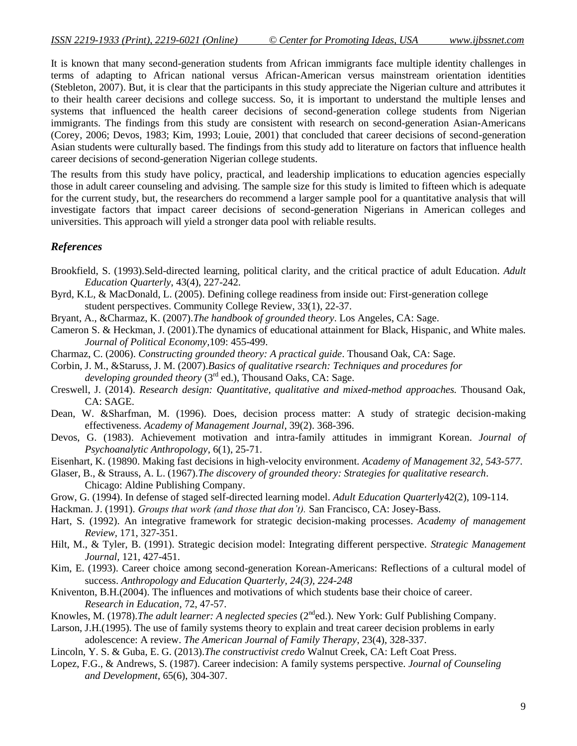It is known that many second-generation students from African immigrants face multiple identity challenges in terms of adapting to African national versus African-American versus mainstream orientation identities (Stebleton, 2007). But, it is clear that the participants in this study appreciate the Nigerian culture and attributes it to their health career decisions and college success. So, it is important to understand the multiple lenses and systems that influenced the health career decisions of second-generation college students from Nigerian immigrants. The findings from this study are consistent with research on second-generation Asian-Americans (Corey, 2006; Devos, 1983; Kim, 1993; Louie, 2001) that concluded that career decisions of second-generation Asian students were culturally based. The findings from this study add to literature on factors that influence health career decisions of second-generation Nigerian college students.

The results from this study have policy, practical, and leadership implications to education agencies especially those in adult career counseling and advising. The sample size for this study is limited to fifteen which is adequate for the current study, but, the researchers do recommend a larger sample pool for a quantitative analysis that will investigate factors that impact career decisions of second-generation Nigerians in American colleges and universities. This approach will yield a stronger data pool with reliable results.

## *References*

Brookfield, S. (1993).Seld-directed learning, political clarity, and the critical practice of adult Education. *Adult Education Quarterly*, 43(4), 227-242.

Byrd, K.L, & MacDonald, L. (2005). Defining college readiness from inside out: First-generation college student perspectives. Community College Review, 33(1), 22-37.

Bryant, A., &Charmaz, K. (2007).*The handbook of grounded theory*. Los Angeles, CA: Sage.

Cameron S. & Heckman, J. (2001).The dynamics of educational attainment for Black, Hispanic, and White males. *Journal of Political Economy*,109: 455-499.

Charmaz, C. (2006). *Constructing grounded theory: A practical guide*. Thousand Oak, CA: Sage.

Corbin, J. M., &Staruss, J. M. (2007).*Basics of qualitative rsearch: Techniques and procedures for developing grounded theory* (3rd ed.), Thousand Oaks, CA: Sage.

Creswell, J. (2014). *Research design: Quantitative, qualitative and mixed-method approaches.* Thousand Oak, CA: SAGE.

Dean, W. &Sharfman, M. (1996). Does, decision process matter: A study of strategic decision-making effectiveness. *Academy of Management Journal*, 39(2). 368-396.

Devos, G. (1983). Achievement motivation and intra-family attitudes in immigrant Korean. *Journal of Psychoanalytic Anthropology*, 6(1), 25-71.

Eisenhart, K. (19890. Making fast decisions in high-velocity environment. *Academy of Management 32, 543-577.*

Glaser, B., & Strauss, A. L. (1967).*The discovery of grounded theory: Strategies for qualitative research*. Chicago: Aldine Publishing Company.

Grow, G. (1994). In defense of staged self-directed learning model. *Adult Education Quarterly*42(2), 109-114.

Hackman. J. (1991). *Groups that work (and those that don't).* San Francisco, CA: Josey-Bass.

Hart, S. (1992). An integrative framework for strategic decision-making processes. *Academy of management Review*, 171, 327-351.

Hilt, M., & Tyler, B. (1991). Strategic decision model: Integrating different perspective. *Strategic Management Journal*, 121, 427-451.

Kim, E. (1993). Career choice among second-generation Korean-Americans: Reflections of a cultural model of success. *Anthropology and Education Quarterly, 24(3), 224-248*

Kniventon, B.H.(2004). The influences and motivations of which students base their choice of career. *Research in Education*, 72, 47-57.

Knowles, M. (1978).*The adult learner: A neglected species* (2nded.). New York: Gulf Publishing Company.

Larson, J.H.(1995). The use of family systems theory to explain and treat career decision problems in early adolescence: A review. *The American Journal of Family Therapy*, 23(4), 328-337.

Lincoln, Y. S. & Guba, E. G. (2013).*The constructivist credo* Walnut Creek, CA: Left Coat Press.

Lopez, F.G., & Andrews, S. (1987). Career indecision: A family systems perspective. *Journal of Counseling and Development*, 65(6), 304-307.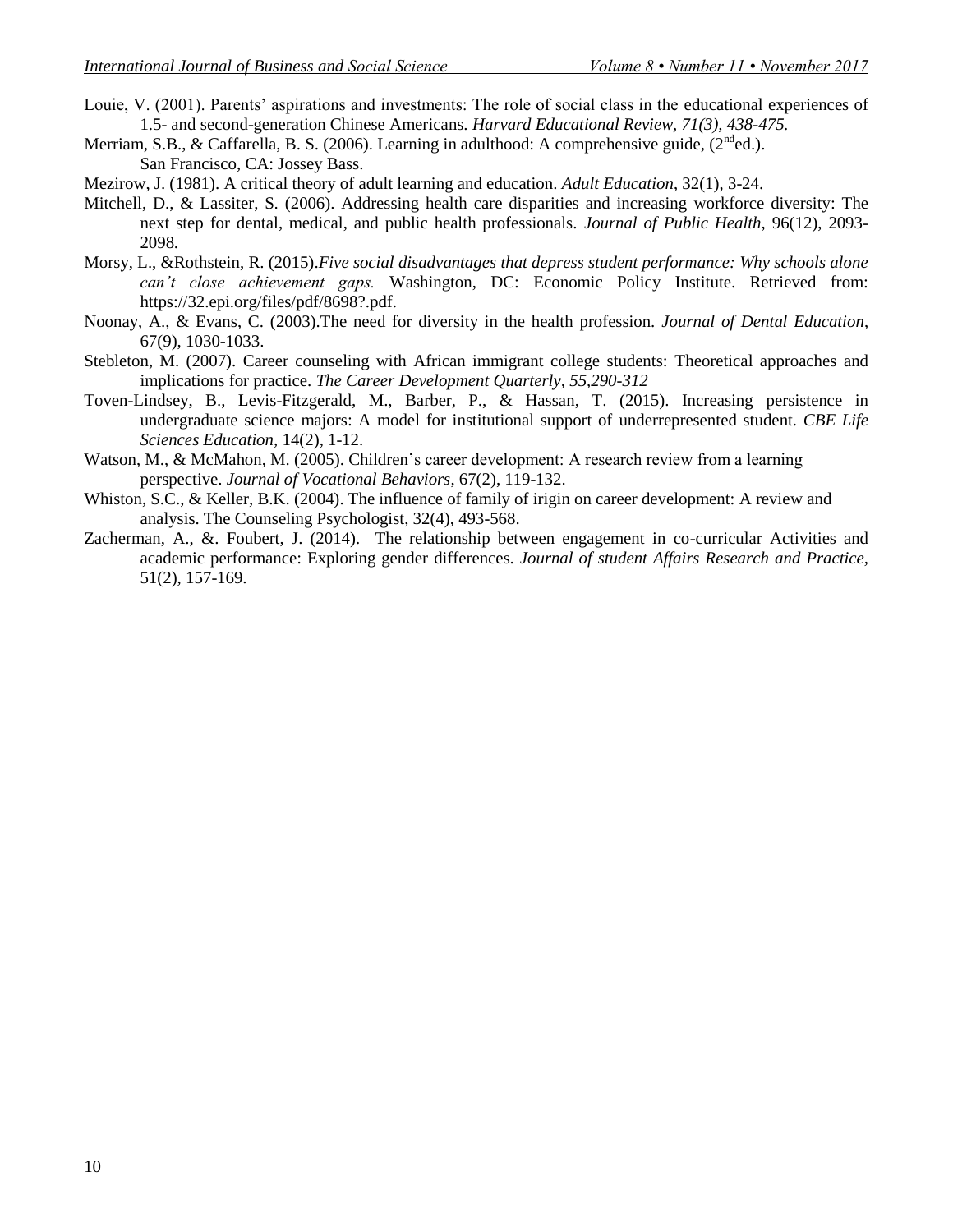Louie, V. (2001). Parents' aspirations and investments: The role of social class in the educational experiences of 1.5- and second-generation Chinese Americans. *Harvard Educational Review, 71(3), 438-475.*

Merriam, S.B., & Caffarella, B. S. (2006). Learning in adulthood: A comprehensive guide, (2nd ed.). San Francisco, CA: Jossey Bass.

Mezirow, J. (1981). A critical theory of adult learning and education. *Adult Education*, 32(1), 3-24.

Mitchell, D., & Lassiter, S. (2006). Addressing health care disparities and increasing workforce diversity: The next step for dental, medical, and public health professionals. *Journal of Public Health*, 96(12), 2093-2098.

Morsy, L., &Rothstein, R. (2015).*Five social disadvantages that depress student performance: Why schools alone can't close achievement gaps.* Washington, DC: Economic Policy Institute. Retrieved from: https://32.epi.org/files/pdf/8698?.pdf.

Noonay, A., & Evans, C. (2003).The need for diversity in the health profession. *Journal of Dental Education*, 67(9), 1030-1033.

Stebleton, M. (2007). Career counseling with African immigrant college students: Theoretical approaches and implications for practice. *The Career Development Quarterly, 55,290-312*

Toven-Lindsey, B., Levis-Fitzgerald, M., Barber, P., & Hassan, T. (2015). Increasing persistence in undergraduate science majors: A model for institutional support of underrepresented student. *CBE Life Sciences Education,* 14(2), 1-12.

Watson, M., & McMahon, M. (2005). Children's career development: A research review from a learning perspective. *Journal of Vocational Behaviors*, 67(2), 119-132.

Whiston, S.C., & Keller, B.K. (2004). The influence of family of irigin on career development: A review and analysis. The Counseling Psychologist, 32(4), 493-568.

Zacherman, A., &. Foubert, J. (2014). The relationship between engagement in co-curricular Activities and academic performance: Exploring gender differences. *Journal of student Affairs Research and Practice*, 51(2), 157-169.